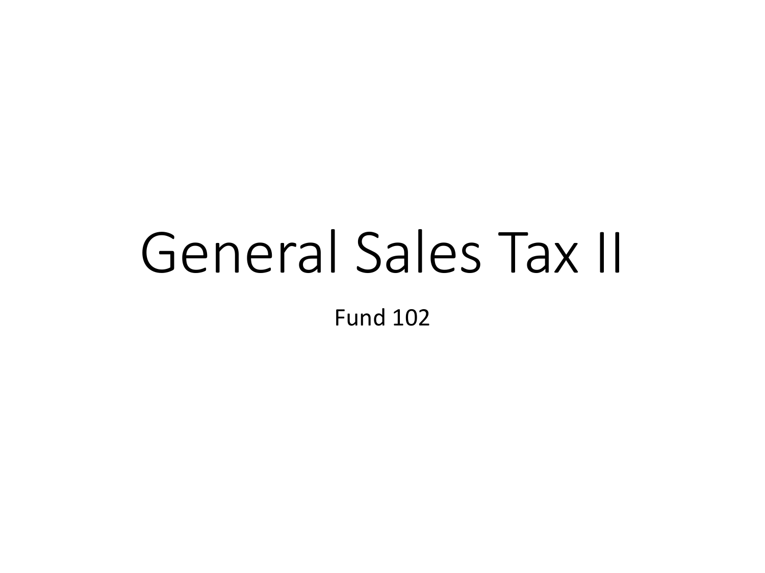# General Sales Tax II

Fund 102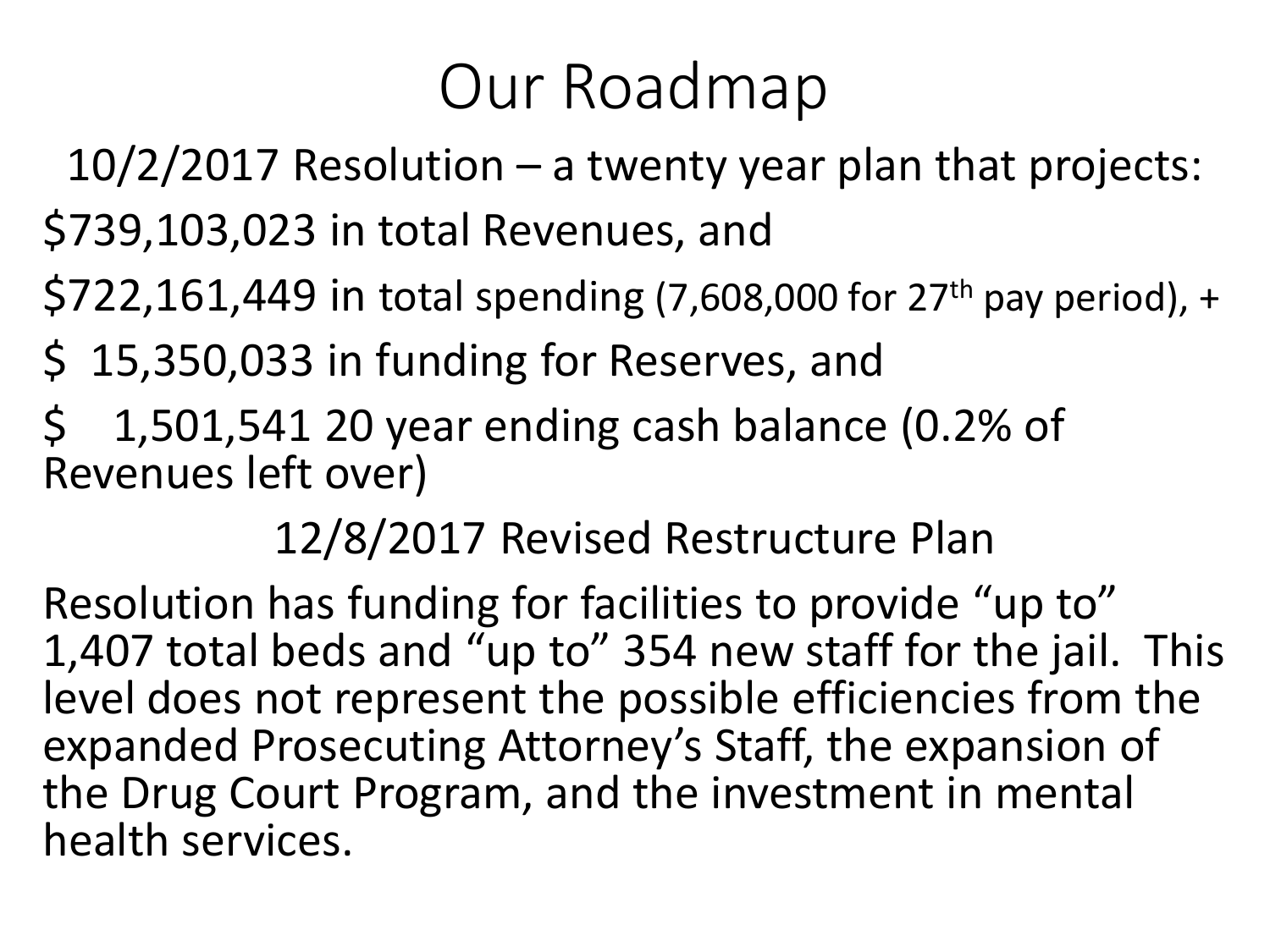# Our Roadmap

10/2/2017 Resolution – a twenty year plan that projects:

\$739,103,023 in total Revenues, and

\$722,161,449 in total spending (7,608,000 for 27th pay period), +

\$ 15,350,033 in funding for Reserves, and

\$ 1,501,541 20 year ending cash balance (0.2% of Revenues left over)

12/8/2017 Revised Restructure Plan

Resolution has funding for facilities to provide "up to" 1,407 total beds and "up to" 354 new staff for the jail. This level does not represent the possible efficiencies from the expanded Prosecuting Attorney's Staff, the expansion of the Drug Court Program, and the investment in mental health services.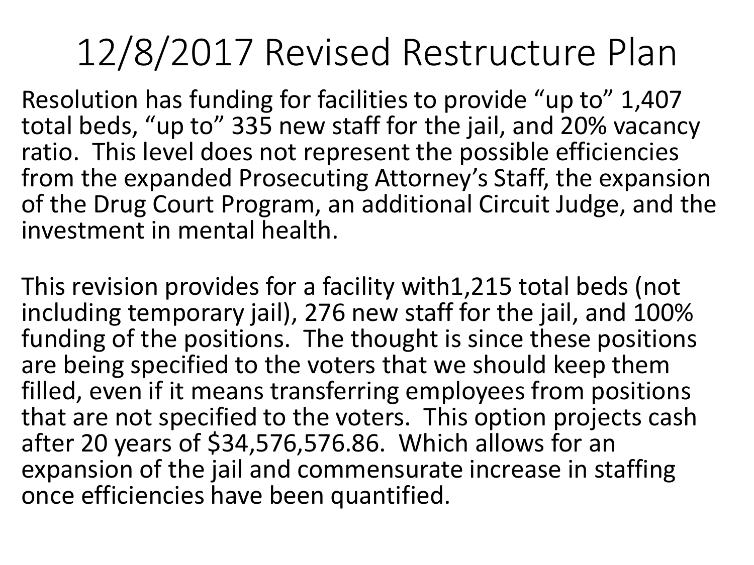# 12/8/2017 Revised Restructure Plan

Resolution has funding for facilities to provide "up to" 1,407 total beds, "up to" 335 new staff for the jail, and 20% vacancy ratio. This level does not represent the possible efficiencies from the expanded Prosecuting Attorney's Staff, the expansion of the Drug Court Program, an additional Circuit Judge, and the investment in mental health.

This revision provides for a facility with1,215 total beds (not including temporary jail), 276 new staff for the jail, and 100% funding of the positions. The thought is since these positions are being specified to the voters that we should keep them filled, even if it means transferring employees from positions that are not specified to the voters. This option projects cash after 20 years of $34,576,576.86. Which allows for an expansion of the jail and commensurate increase in staffing once efficiencies have been quantified.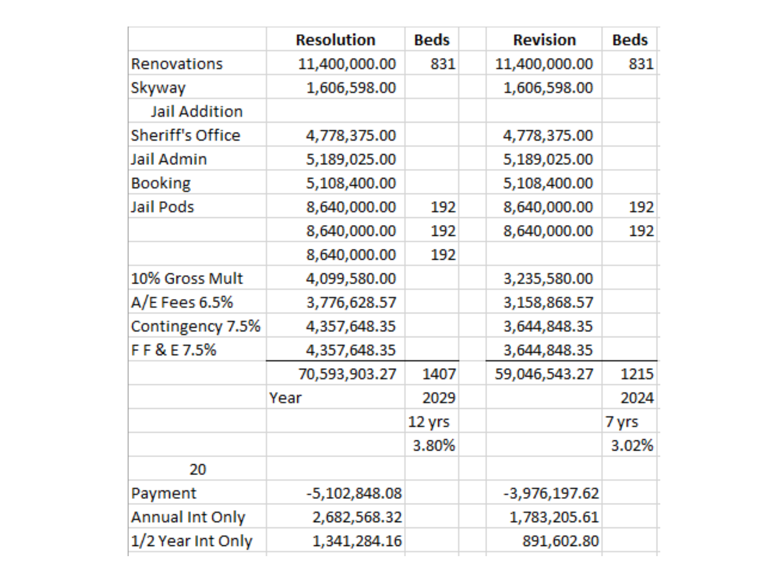| | Resolution | Beds | | Revision | Beds |
|---|---|---|---|---|---|
| Renovations | 11,400,000.00 | 831 | | 11,400,000.00 | 831 |
| Skyway | 1,606,598.00 | | | 1,606,598.00 | |
| Jail Addition | | | | | |
| Sheriff's Office | 4,778,375.00 | | | 4,778,375.00 | |
| Jail Admin | 5,189,025.00 | | | 5,189,025.00 | |
| Booking | 5,108,400.00 | | | 5,108,400.00 | |
| Jail Pods | 8,640,000.00 | 192 | | 8,640,000.00 | 192 |
| | 8,640,000.00 | 192 | | 8,640,000.00 | 192 |
| | 8,640,000.00 | 192 | | | |
| 10% Gross Mult | 4,099,580.00 | | | 3,235,580.00 | |
| A/E Fees 6.5% | 3,776,628.57 | | | 3,158,868.57 | |
| Contingency 7.5% | 4,357,648.35 | | | 3,644,848.35 | |
| F F & E 7.5% | 4,357,648.35 | | | 3,644,848.35 | |
| | 70,593,903.27 | 1407 | | 59,046,543.27 | 1215 |
| | Year | 2029 | | | 2024 |
| | | 12 yrs | | | 7 yrs |
| | | 3.80% | | | 3.02% |
| 20 | | | | | |
| Payment | -5,102,848.08 | | | -3,976,197.62 | |
| Annual Int Only | 2,682,568.32 | | | 1,783,205.61 | |
| 1/2 Year Int Only | 1,341,284.16 | | | 891,602.80 | |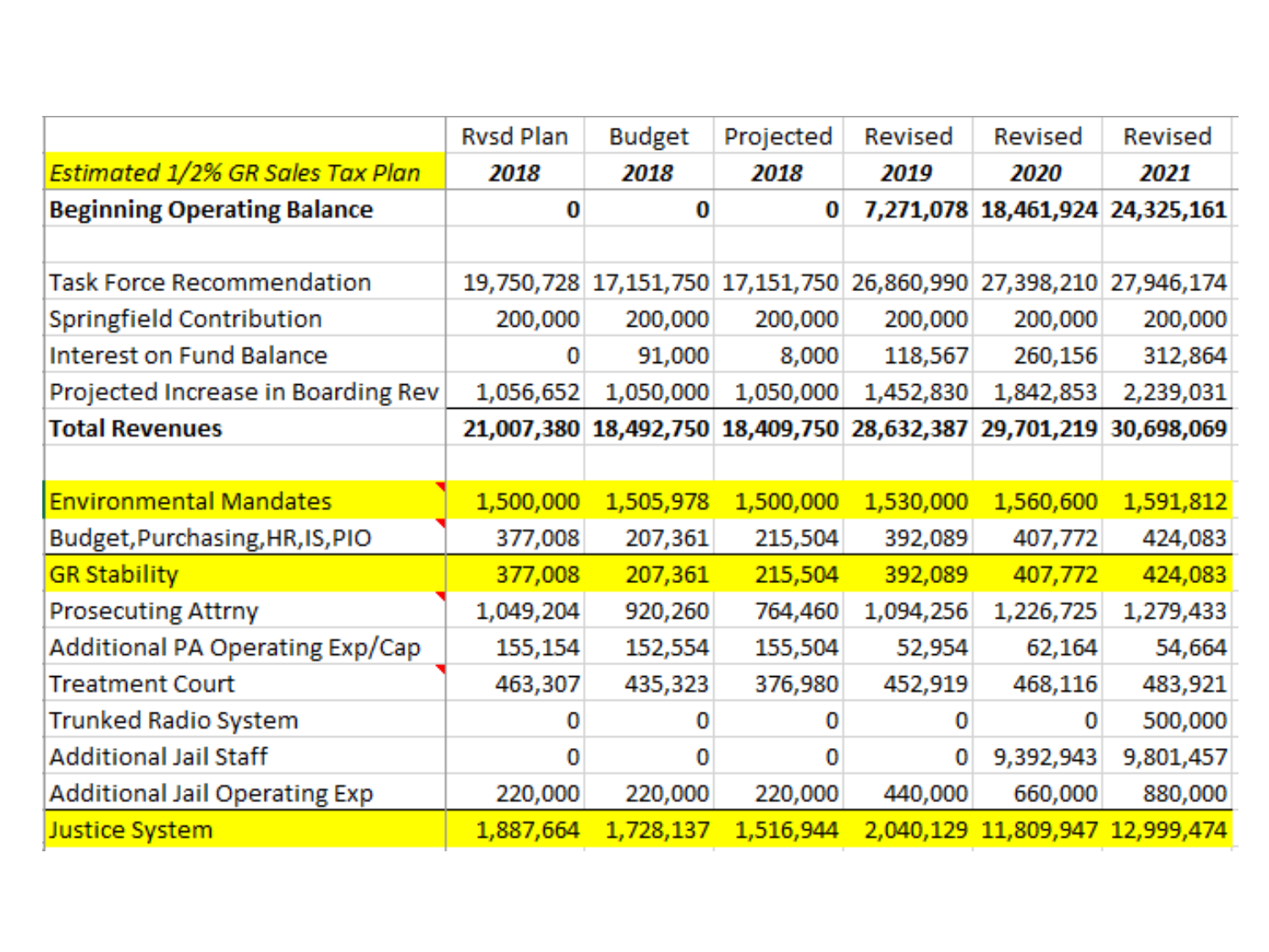| | Rvsd Plan | Budget | Projected | Revised | Revised | Revised |
|---|---|---|---|---|---|---|
| *Estimated 1/2% GR Sales Tax Plan* | ***2018*** | ***2018*** | ***2018*** | ***2019*** | ***2020*** | ***2021*** |
| **Beginning Operating Balance** | **0** | **0** | **0** | **7,271,078** | **18,461,924** | **24,325,161** |
| | | | | | | |
| Task Force Recommendation | 19,750,728 | 17,151,750 | 17,151,750 | 26,860,990 | 27,398,210 | 27,946,174 |
| Springfield Contribution | 200,000 | 200,000 | 200,000 | 200,000 | 200,000 | 200,000 |
| Interest on Fund Balance | 0 | 91,000 | 8,000 | 118,567 | 260,156 | 312,864 |
| Projected Increase in Boarding Rev | 1,056,652 | 1,050,000 | 1,050,000 | 1,452,830 | 1,842,853 | 2,239,031 |
| **Total Revenues** | **21,007,380** | **18,492,750** | **18,409,750** | **28,632,387** | **29,701,219** | **30,698,069** |
| | | | | | | |
| Environmental Mandates | 1,500,000 | 1,505,978 | 1,500,000 | 1,530,000 | 1,560,600 | 1,591,812 |
| Budget,Purchasing,HR,IS,PIO | 377,008 | 207,361 | 215,504 | 392,089 | 407,772 | 424,083 |
| GR Stability | 377,008 | 207,361 | 215,504 | 392,089 | 407,772 | 424,083 |
| Prosecuting Attrny | 1,049,204 | 920,260 | 764,460 | 1,094,256 | 1,226,725 | 1,279,433 |
| Additional PA Operating Exp/Cap | 155,154 | 152,554 | 155,504 | 52,954 | 62,164 | 54,664 |
| Treatment Court | 463,307 | 435,323 | 376,980 | 452,919 | 468,116 | 483,921 |
| Trunked Radio System | 0 | 0 | 0 | 0 | 0 | 500,000 |
| Additional Jail Staff | 0 | 0 | 0 | 0 | 9,392,943 | 9,801,457 |
| Additional Jail Operating Exp | 220,000 | 220,000 | 220,000 | 440,000 | 660,000 | 880,000 |
| Justice System | 1,887,664 | 1,728,137 | 1,516,944 | 2,040,129 | 11,809,947 | 12,999,474 |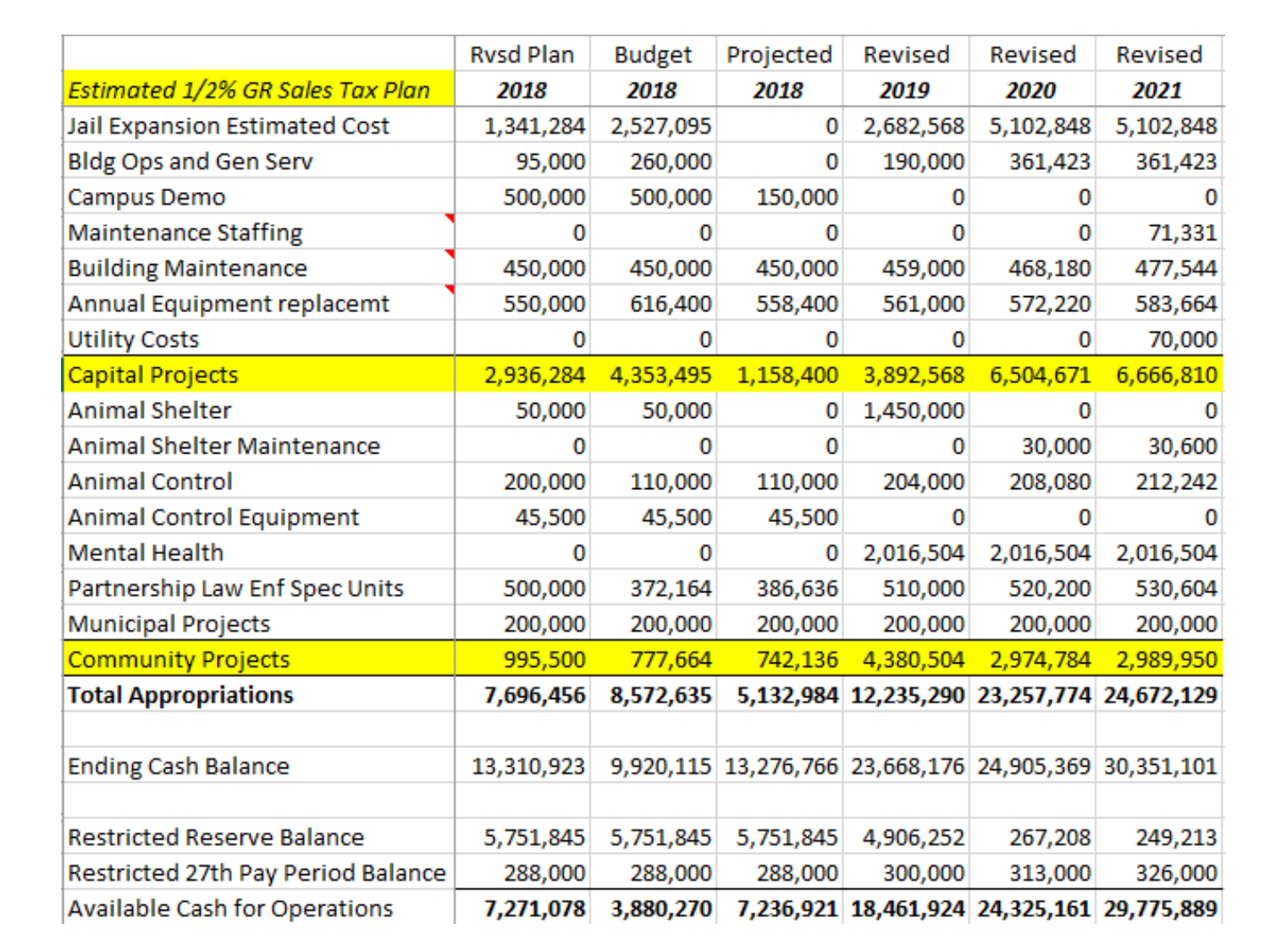| Estimated 1/2% GR Sales Tax Plan | Rvsd Plan 2018 | Budget 2018 | Projected 2018 | Revised 2019 | Revised 2020 | Revised 2021 |
|---|---|---|---|---|---|---|
| Jail Expansion Estimated Cost | 1,341,284 | 2,527,095 | 0 | 2,682,568 | 5,102,848 | 5,102,848 |
| Bldg Ops and Gen Serv | 95,000 | 260,000 | 0 | 190,000 | 361,423 | 361,423 |
| Campus Demo | 500,000 | 500,000 | 150,000 | 0 | 0 | 0 |
| Maintenance Staffing | 0 | 0 | 0 | 0 | 0 | 71,331 |
| Building Maintenance | 450,000 | 450,000 | 450,000 | 459,000 | 468,180 | 477,544 |
| Annual Equipment replacemt | 550,000 | 616,400 | 558,400 | 561,000 | 572,220 | 583,664 |
| Utility Costs | 0 | 0 | 0 | 0 | 0 | 70,000 |
| Capital Projects | 2,936,284 | 4,353,495 | 1,158,400 | 3,892,568 | 6,504,671 | 6,666,810 |
| Animal Shelter | 50,000 | 50,000 | 0 | 1,450,000 | 0 | 0 |
| Animal Shelter Maintenance | 0 | 0 | 0 | 0 | 30,000 | 30,600 |
| Animal Control | 200,000 | 110,000 | 110,000 | 204,000 | 208,080 | 212,242 |
| Animal Control Equipment | 45,500 | 45,500 | 45,500 | 0 | 0 | 0 |
| Mental Health | 0 | 0 | 0 | 2,016,504 | 2,016,504 | 2,016,504 |
| Partnership Law Enf Spec Units | 500,000 | 372,164 | 386,636 | 510,000 | 520,200 | 530,604 |
| Municipal Projects | 200,000 | 200,000 | 200,000 | 200,000 | 200,000 | 200,000 |
| Community Projects | 995,500 | 777,664 | 742,136 | 4,380,504 | 2,974,784 | 2,989,950 |
| **Total Appropriations** | **7,696,456** | **8,572,635** | **5,132,984** | **12,235,290** | **23,257,774** | **24,672,129** |
| | | | | | | |
| Ending Cash Balance | 13,310,923 | 9,920,115 | 13,276,766 | 23,668,176 | 24,905,369 | 30,351,101 |
| | | | | | | |
| Restricted Reserve Balance | 5,751,845 | 5,751,845 | 5,751,845 | 4,906,252 | 267,208 | 249,213 |
| Restricted 27th Pay Period Balance | 288,000 | 288,000 | 288,000 | 300,000 | 313,000 | 326,000 |
| Available Cash for Operations | **7,271,078** | **3,880,270** | **7,236,921** | **18,461,924** | **24,325,161** | **29,775,889** |